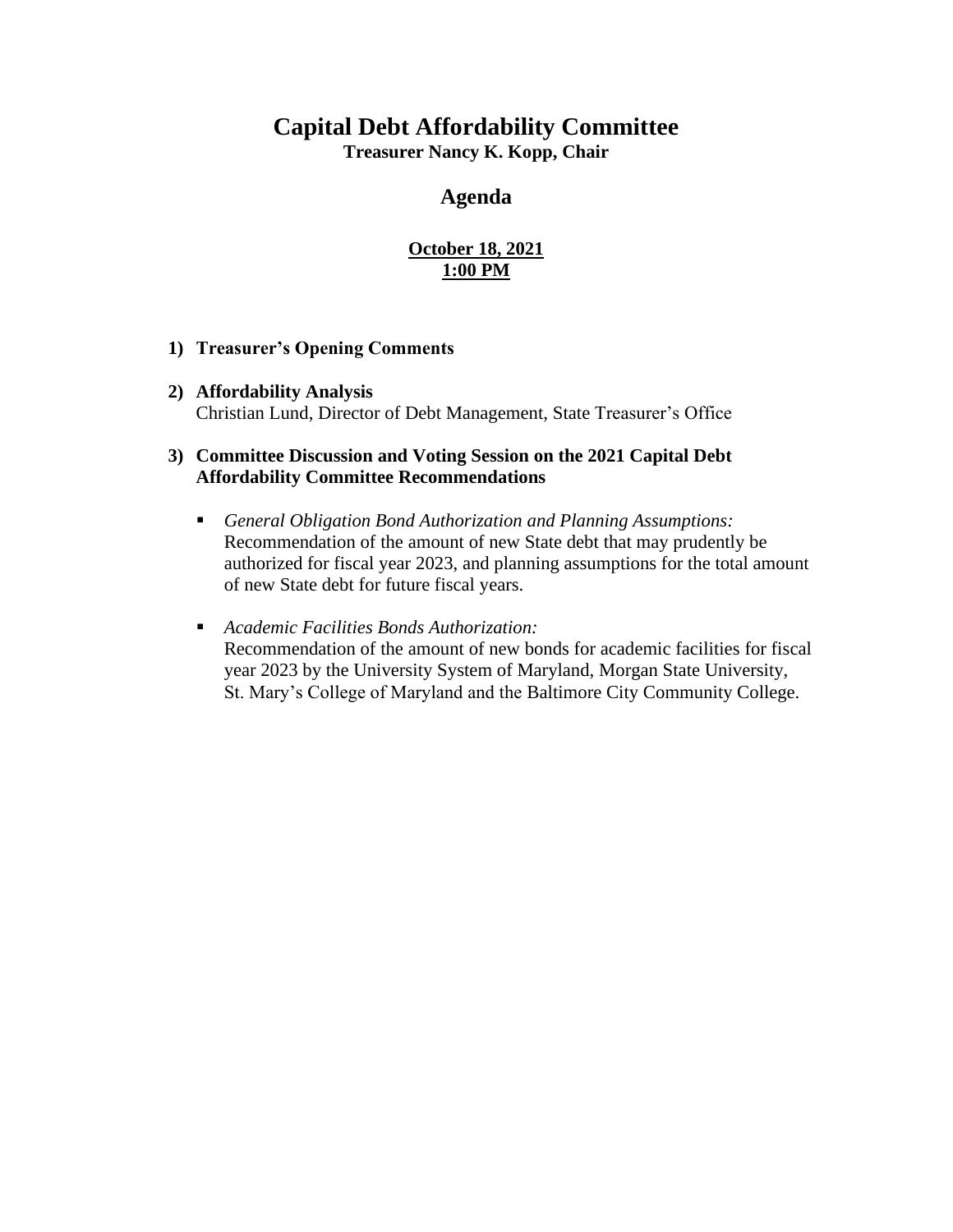# Capital Debt Affordability Committee

**Treasurer Nancy K. Kopp, Chair**

## Agenda

**October 18, 2021**
**1:00 PM**

1) **Treasurer's Opening Comments**

2) **Affordability Analysis**
   Christian Lund, Director of Debt Management, State Treasurer's Office

3) **Committee Discussion and Voting Session on the 2021 Capital Debt Affordability Committee Recommendations**

   - *General Obligation Bond Authorization and Planning Assumptions:* Recommendation of the amount of new State debt that may prudently be authorized for fiscal year 2023, and planning assumptions for the total amount of new State debt for future fiscal years.

   - *Academic Facilities Bonds Authorization:* Recommendation of the amount of new bonds for academic facilities for fiscal year 2023 by the University System of Maryland, Morgan State University, St. Mary's College of Maryland and the Baltimore City Community College.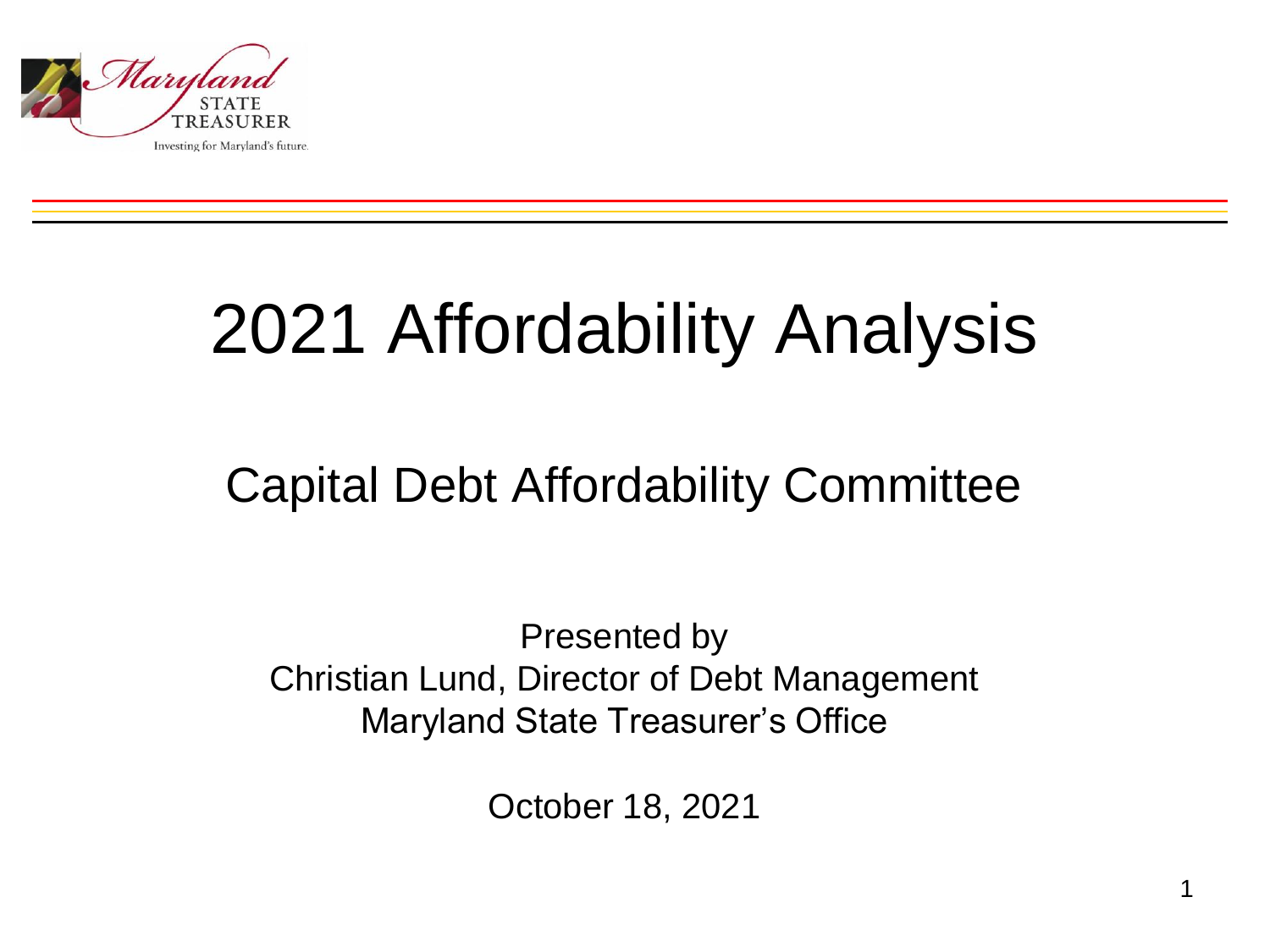# 2021 Affordability Analysis

## Capital Debt Affordability Committee

Presented by
Christian Lund, Director of Debt Management
Maryland State Treasurer's Office

October 18, 2021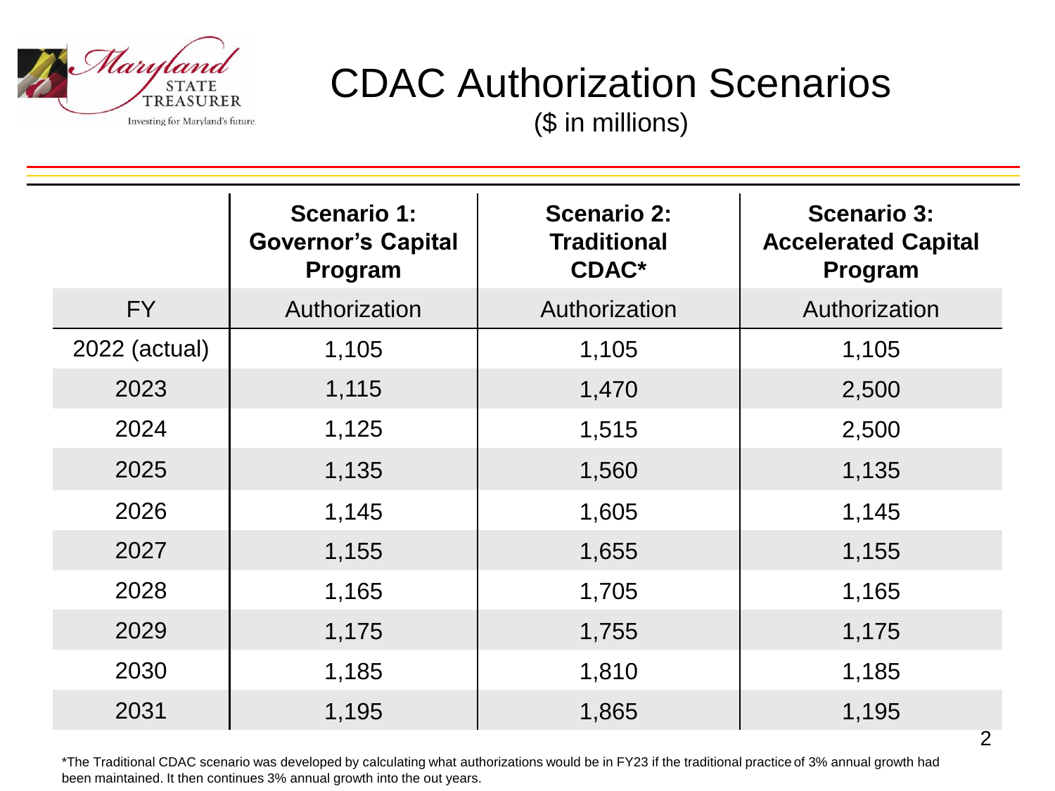# CDAC Authorization Scenarios

($ in millions)

| | Scenario 1: Governor's Capital Program | Scenario 2: Traditional CDAC* | Scenario 3: Accelerated Capital Program |
|---|---|---|---|
| FY | Authorization | Authorization | Authorization |
| 2022 (actual) | 1,105 | 1,105 | 1,105 |
| 2023 | 1,115 | 1,470 | 2,500 |
| 2024 | 1,125 | 1,515 | 2,500 |
| 2025 | 1,135 | 1,560 | 1,135 |
| 2026 | 1,145 | 1,605 | 1,145 |
| 2027 | 1,155 | 1,655 | 1,155 |
| 2028 | 1,165 | 1,705 | 1,165 |
| 2029 | 1,175 | 1,755 | 1,175 |
| 2030 | 1,185 | 1,810 | 1,185 |
| 2031 | 1,195 | 1,865 | 1,195 |

*The Traditional CDAC scenario was developed by calculating what authorizations would be in FY23 if the traditional practice of 3% annual growth had been maintained. It then continues 3% annual growth into the out years.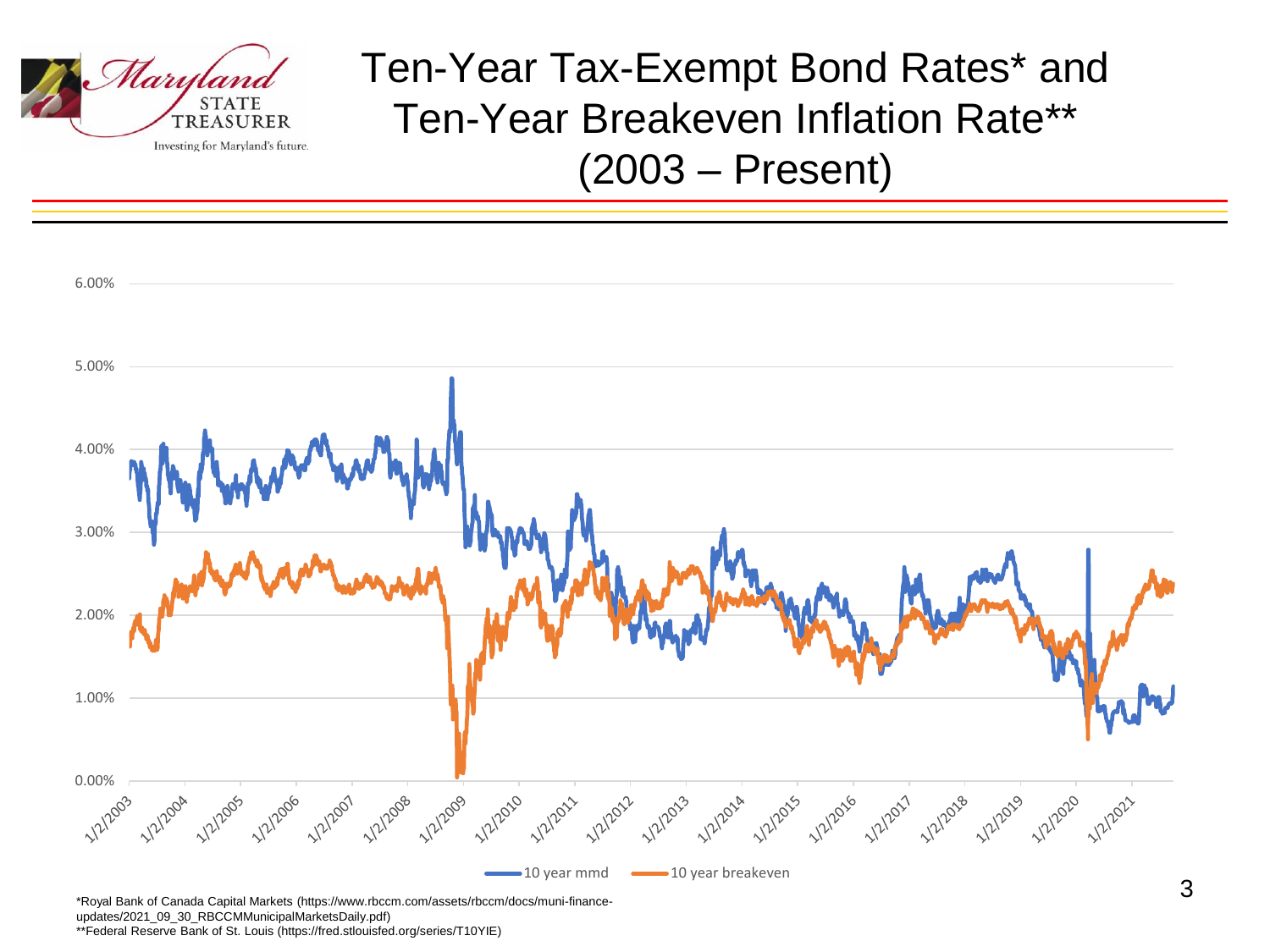# Ten-Year Tax-Exempt Bond Rates* and Ten-Year Breakeven Inflation Rate** (2003 – Present)

6.00%
5.00%
4.00%
3.00%
2.00%
1.00%
0.00%

1/2/2003 1/2/2004 1/2/2005 1/2/2006 1/2/2007 1/2/2008 1/2/2009 1/2/2010 1/2/2011 1/2/2012 1/2/2013 1/2/2014 1/2/2015 1/2/2016 1/2/2017 1/2/2018 1/2/2019 1/2/2020 1/2/2021

10 year mmd — 10 year breakeven

*Royal Bank of Canada Capital Markets (https://www.rbccm.com/assets/rbccm/docs/muni-finance-updates/2021_09_30_RBCCMMunicipalMarketsDaily.pdf)

**Federal Reserve Bank of St. Louis (https://fred.stlouisfed.org/series/T10YIE)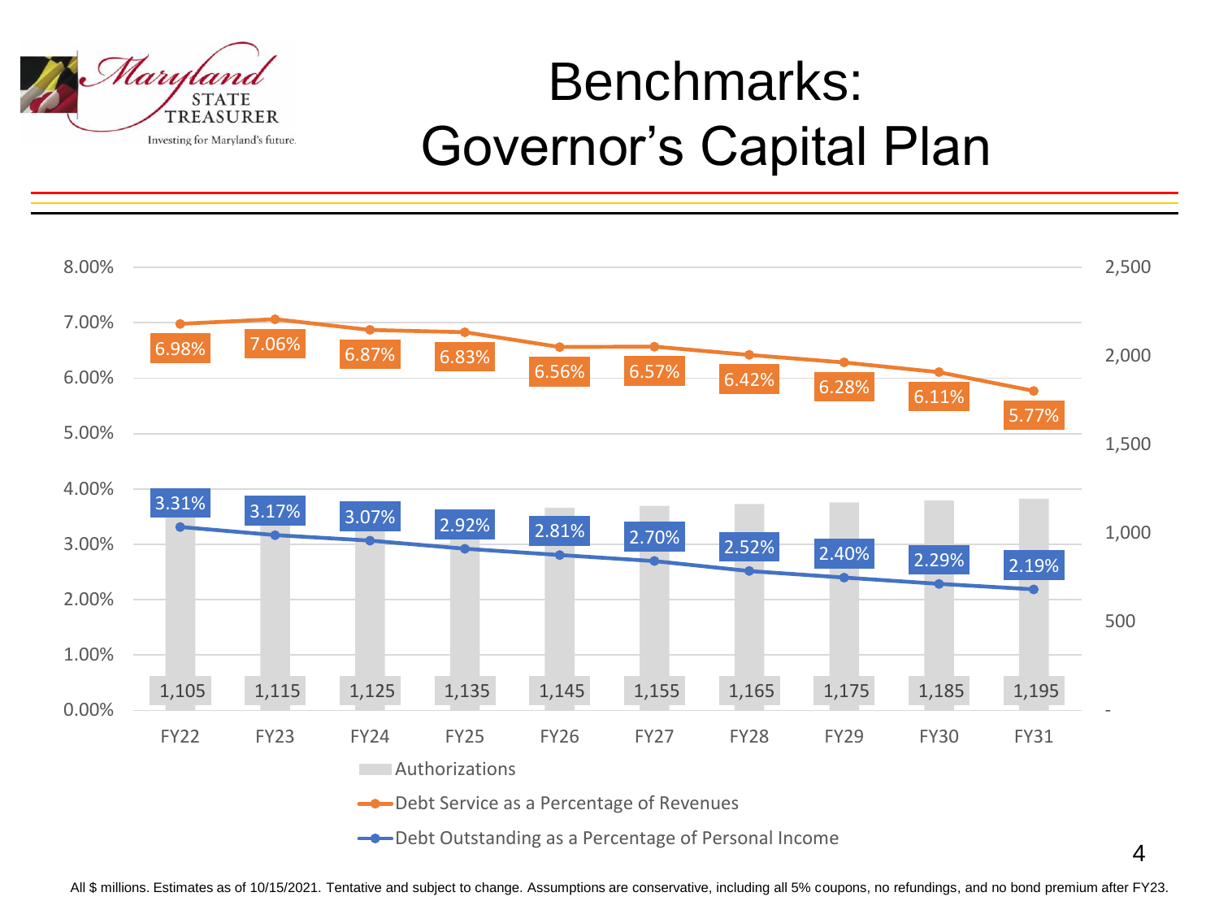# Benchmarks: Governor's Capital Plan

| | FY22 | FY23 | FY24 | FY25 | FY26 | FY27 | FY28 | FY29 | FY30 | FY31 |
|---|---|---|---|---|---|---|---|---|---|---|
| Authorizations | 1,105 | 1,115 | 1,125 | 1,135 | 1,145 | 1,155 | 1,165 | 1,175 | 1,185 | 1,195 |
| Debt Service as a Percentage of Revenues | 6.98% | 7.06% | 6.87% | 6.83% | 6.56% | 6.57% | 6.42% | 6.28% | 6.11% | 5.77% |
| Debt Outstanding as a Percentage of Personal Income | 3.31% | 3.17% | 3.07% | 2.92% | 2.81% | 2.70% | 2.52% | 2.40% | 2.29% | 2.19% |

All $ millions. Estimates as of 10/15/2021. Tentative and subject to change. Assumptions are conservative, including all 5% coupons, no refundings, and no bond premium after FY23.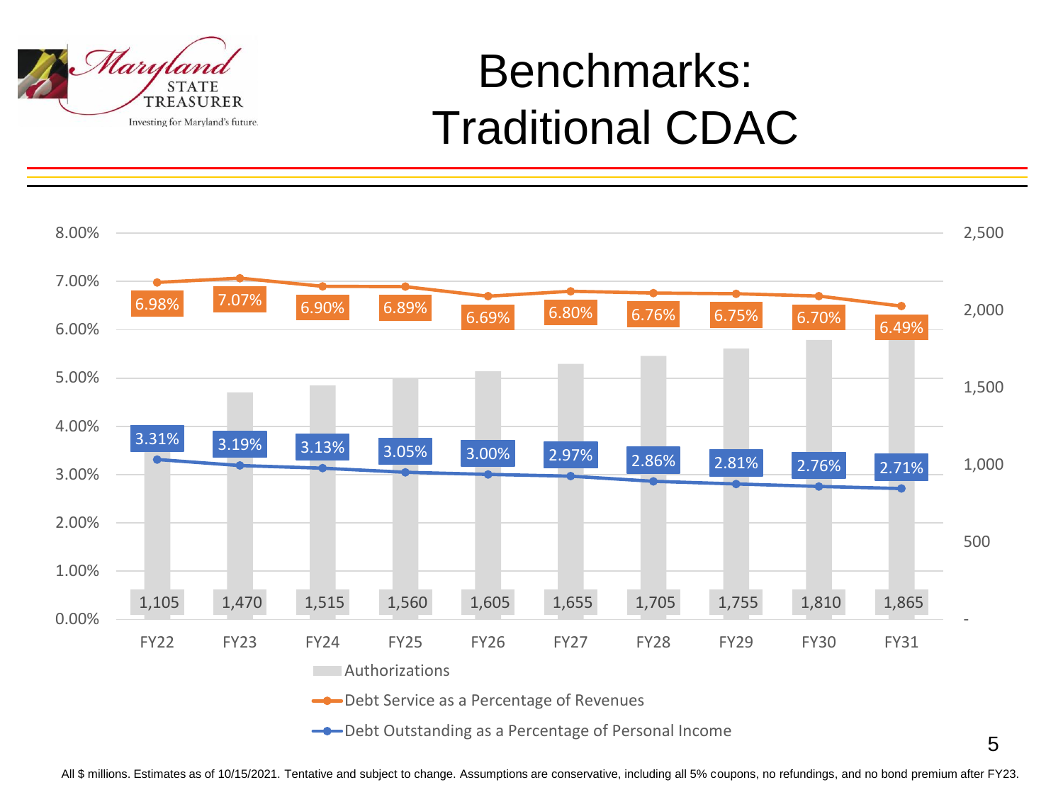# Benchmarks: Traditional CDAC

| | FY22 | FY23 | FY24 | FY25 | FY26 | FY27 | FY28 | FY29 | FY30 | FY31 |
|---|---|---|---|---|---|---|---|---|---|---|
| Authorizations | 1,105 | 1,470 | 1,515 | 1,560 | 1,605 | 1,655 | 1,705 | 1,755 | 1,810 | 1,865 |
| Debt Service as a Percentage of Revenues | 6.98% | 7.07% | 6.90% | 6.89% | 6.69% | 6.80% | 6.76% | 6.75% | 6.70% | 6.49% |
| Debt Outstanding as a Percentage of Personal Income | 3.31% | 3.19% | 3.13% | 3.05% | 3.00% | 2.97% | 2.86% | 2.81% | 2.76% | 2.71% |

All $ millions. Estimates as of 10/15/2021. Tentative and subject to change. Assumptions are conservative, including all 5% coupons, no refundings, and no bond premium after FY23.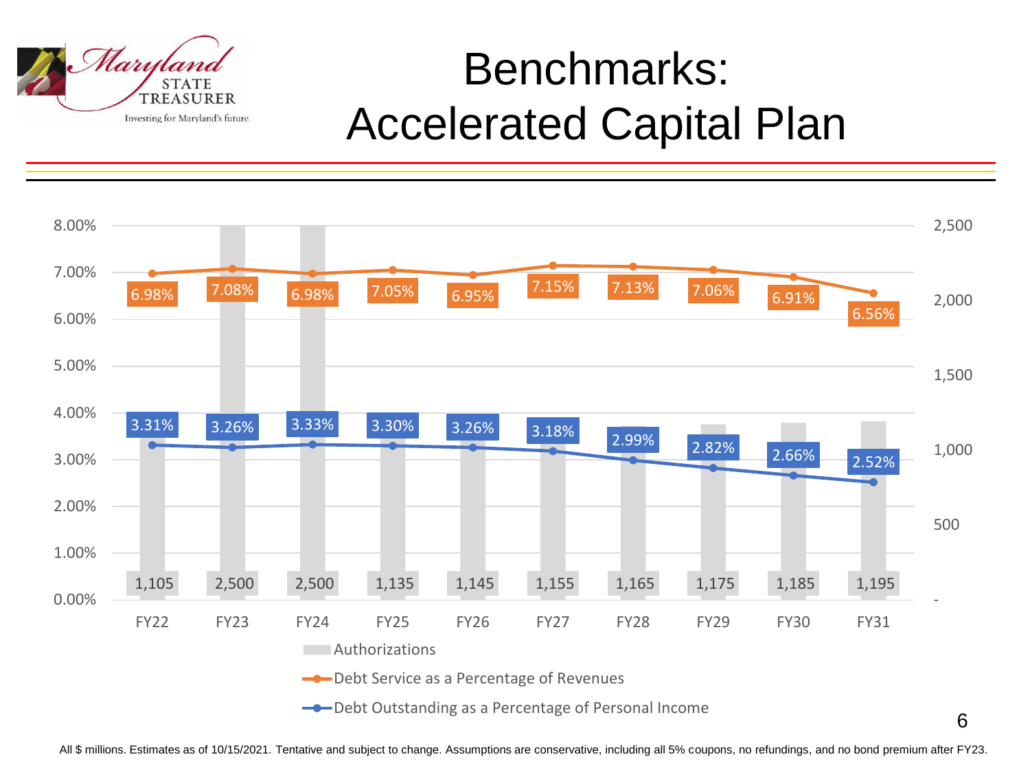# Benchmarks: Accelerated Capital Plan

| | FY22 | FY23 | FY24 | FY25 | FY26 | FY27 | FY28 | FY29 | FY30 | FY31 |
|---|---|---|---|---|---|---|---|---|---|---|
| Authorizations | 1,105 | 2,500 | 2,500 | 1,135 | 1,145 | 1,155 | 1,165 | 1,175 | 1,185 | 1,195 |
| Debt Service as a Percentage of Revenues | 6.98% | 7.08% | 6.98% | 7.05% | 6.95% | 7.15% | 7.13% | 7.06% | 6.91% | 6.56% |
| Debt Outstanding as a Percentage of Personal Income | 3.31% | 3.26% | 3.33% | 3.30% | 3.26% | 3.18% | 2.99% | 2.82% | 2.66% | 2.52% |

All $ millions. Estimates as of 10/15/2021. Tentative and subject to change. Assumptions are conservative, including all 5% coupons, no refundings, and no bond premium after FY23.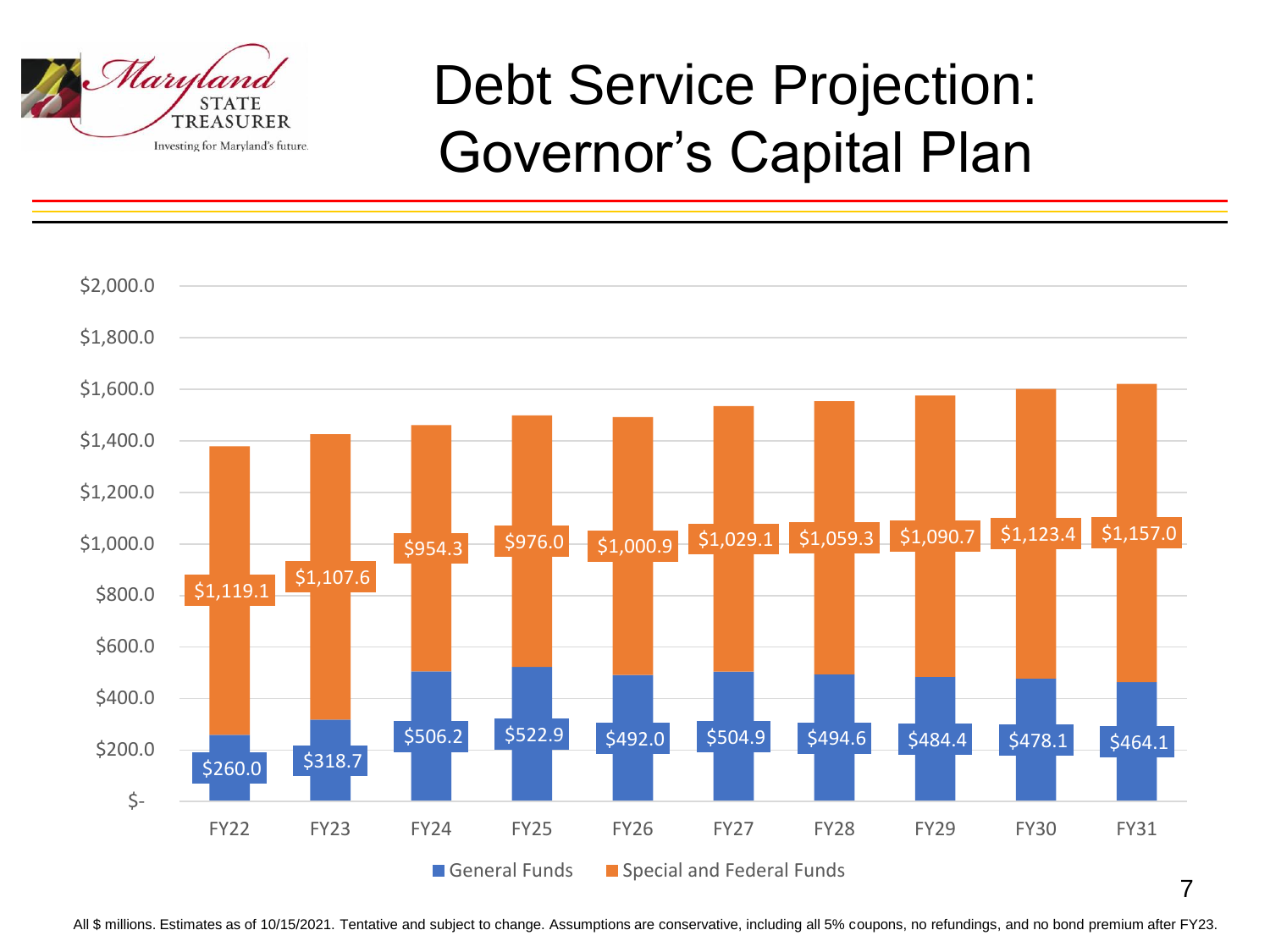# Debt Service Projection: Governor's Capital Plan

| | FY22 | FY23 | FY24 | FY25 | FY26 | FY27 | FY28 | FY29 | FY30 | FY31 |
|---|---|---|---|---|---|---|---|---|---|---|
| General Funds | $260.0 | $318.7 | $506.2 | $522.9 | $492.0 | $504.9 | $494.6 | $484.4 | $478.1 | $464.1 |
| Special and Federal Funds | $1,119.1 | $1,107.6 | $954.3 | $976.0 | $1,000.9 | $1,029.1 | $1,059.3 | $1,090.7 | $1,123.4 | $1,157.0 |

All $ millions. Estimates as of 10/15/2021. Tentative and subject to change. Assumptions are conservative, including all 5% coupons, no refundings, and no bond premium after FY23.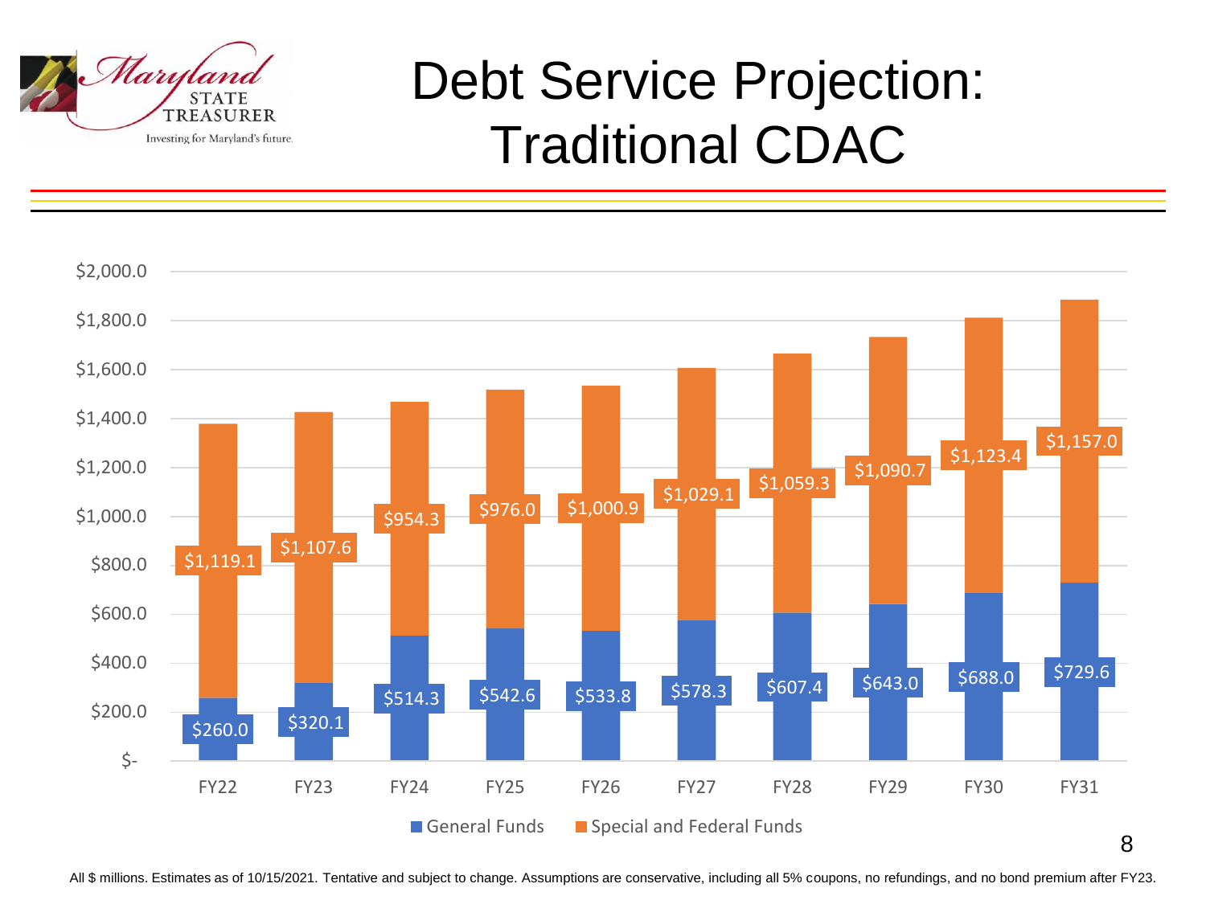# Debt Service Projection: Traditional CDAC

| | FY22 | FY23 | FY24 | FY25 | FY26 | FY27 | FY28 | FY29 | FY30 | FY31 |
|---|---|---|---|---|---|---|---|---|---|---|
| General Funds | $260.0 | $320.1 | $514.3 | $542.6 | $533.8 | $578.3 | $607.4 | $643.0 | $688.0 | $729.6 |
| Special and Federal Funds | $1,119.1 | $1,107.6 | $954.3 | $976.0 | $1,000.9 | $1,029.1 | $1,059.3 | $1,090.7 | $1,123.4 | $1,157.0 |

All $ millions. Estimates as of 10/15/2021. Tentative and subject to change. Assumptions are conservative, including all 5% coupons, no refundings, and no bond premium after FY23.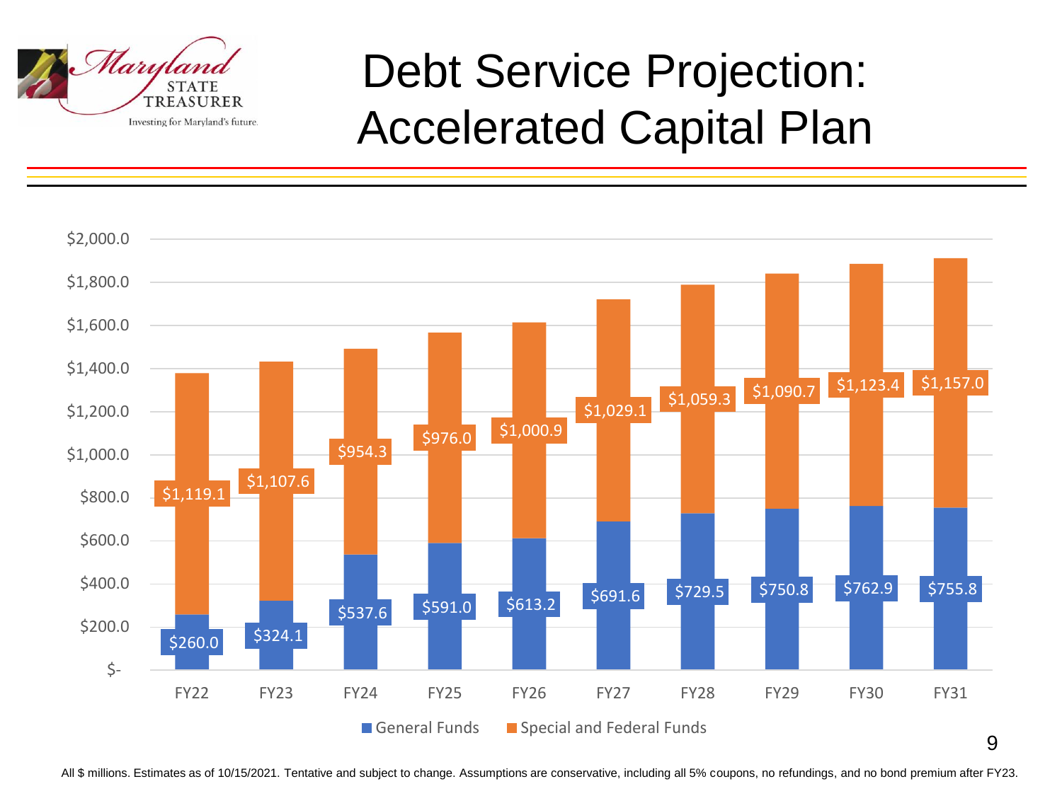# Debt Service Projection: Accelerated Capital Plan

| | FY22 | FY23 | FY24 | FY25 | FY26 | FY27 | FY28 | FY29 | FY30 | FY31 |
|---|---|---|---|---|---|---|---|---|---|---|
| General Funds | $260.0 | $324.1 | $537.6 | $591.0 | $613.2 | $691.6 | $729.5 | $750.8 | $762.9 | $755.8 |
| Special and Federal Funds | $1,119.1 | $1,107.6 | $954.3 | $976.0 | $1,000.9 | $1,029.1 | $1,059.3 | $1,090.7 | $1,123.4 | $1,157.0 |

All $ millions. Estimates as of 10/15/2021. Tentative and subject to change. Assumptions are conservative, including all 5% coupons, no refundings, and no bond premium after FY23.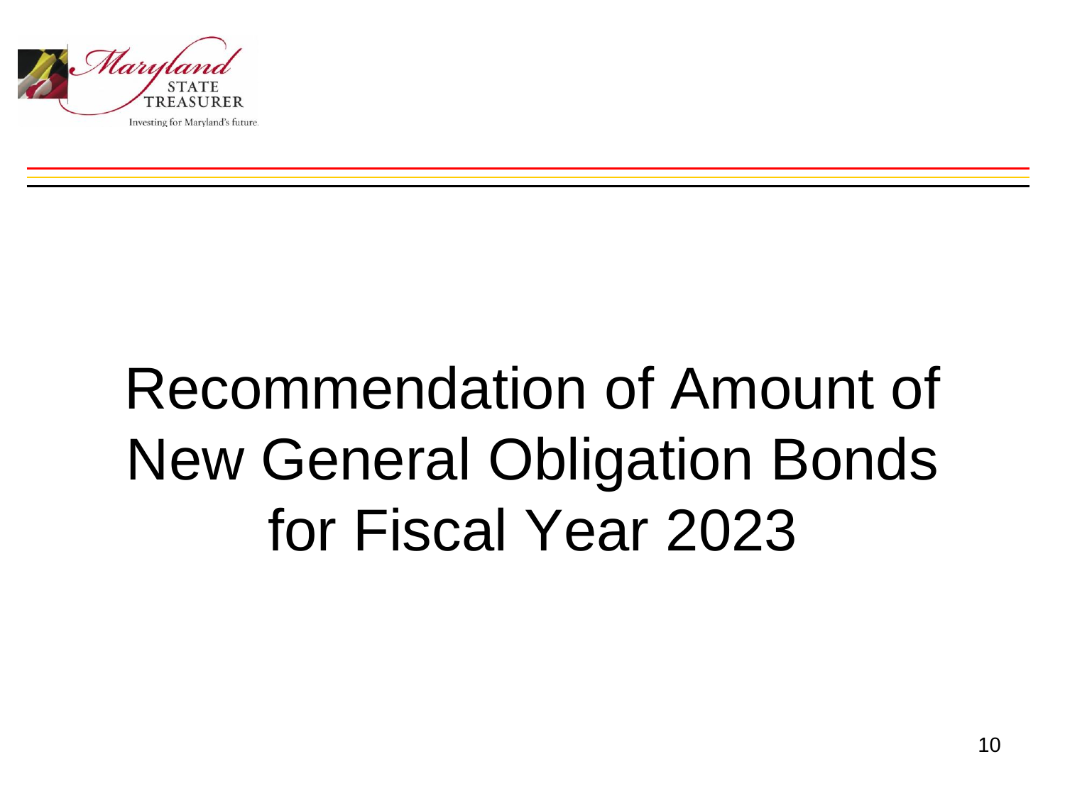# Recommendation of Amount of New General Obligation Bonds for Fiscal Year 2023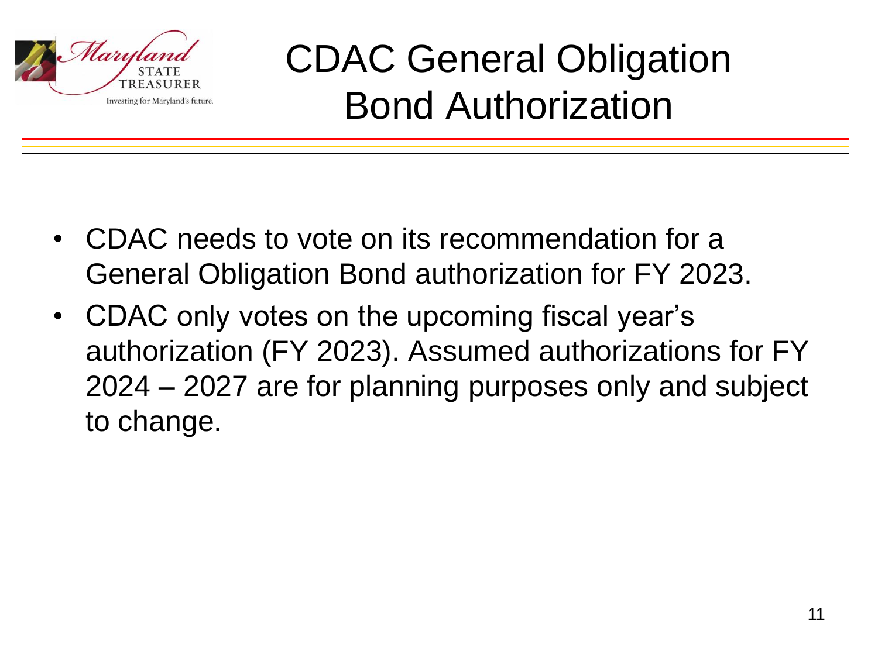# CDAC General Obligation Bond Authorization

- CDAC needs to vote on its recommendation for a General Obligation Bond authorization for FY 2023.
- CDAC only votes on the upcoming fiscal year's authorization (FY 2023). Assumed authorizations for FY 2024 – 2027 are for planning purposes only and subject to change.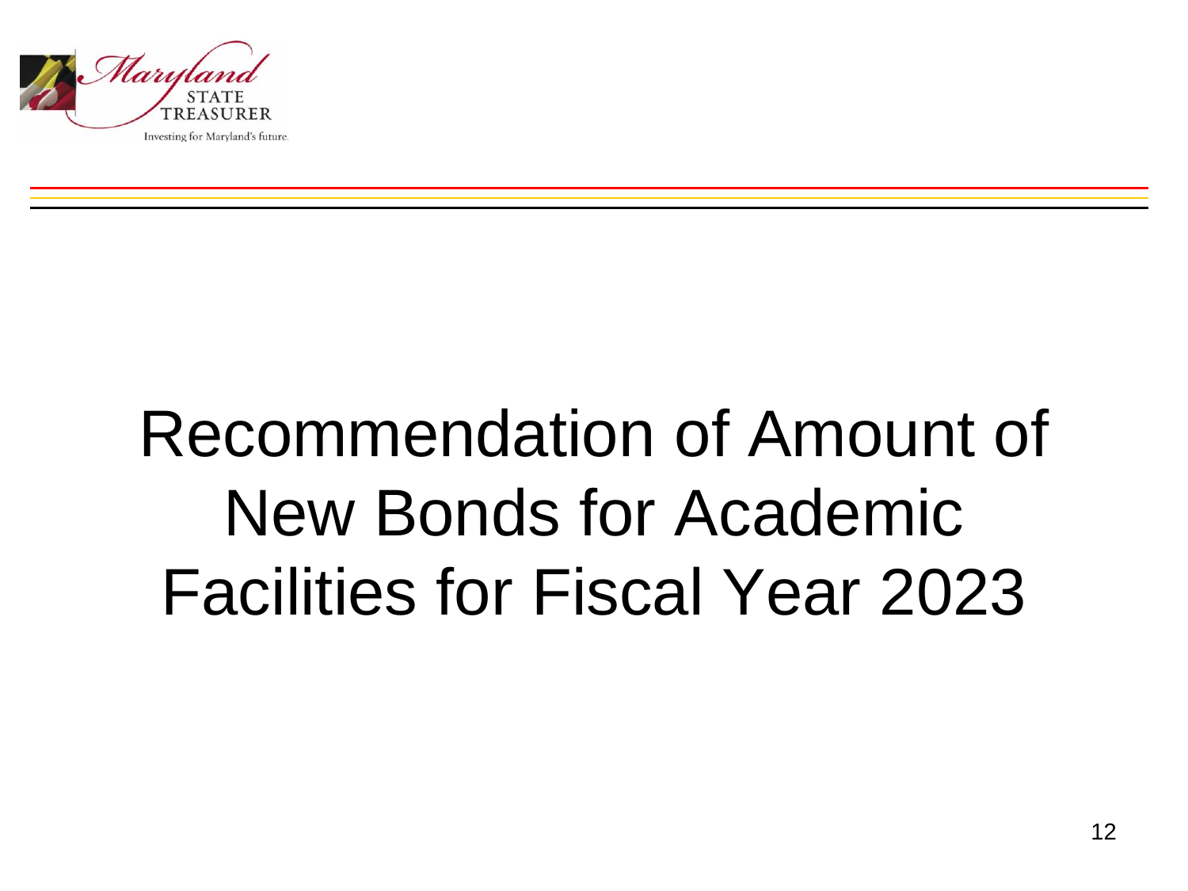# Recommendation of Amount of New Bonds for Academic Facilities for Fiscal Year 2023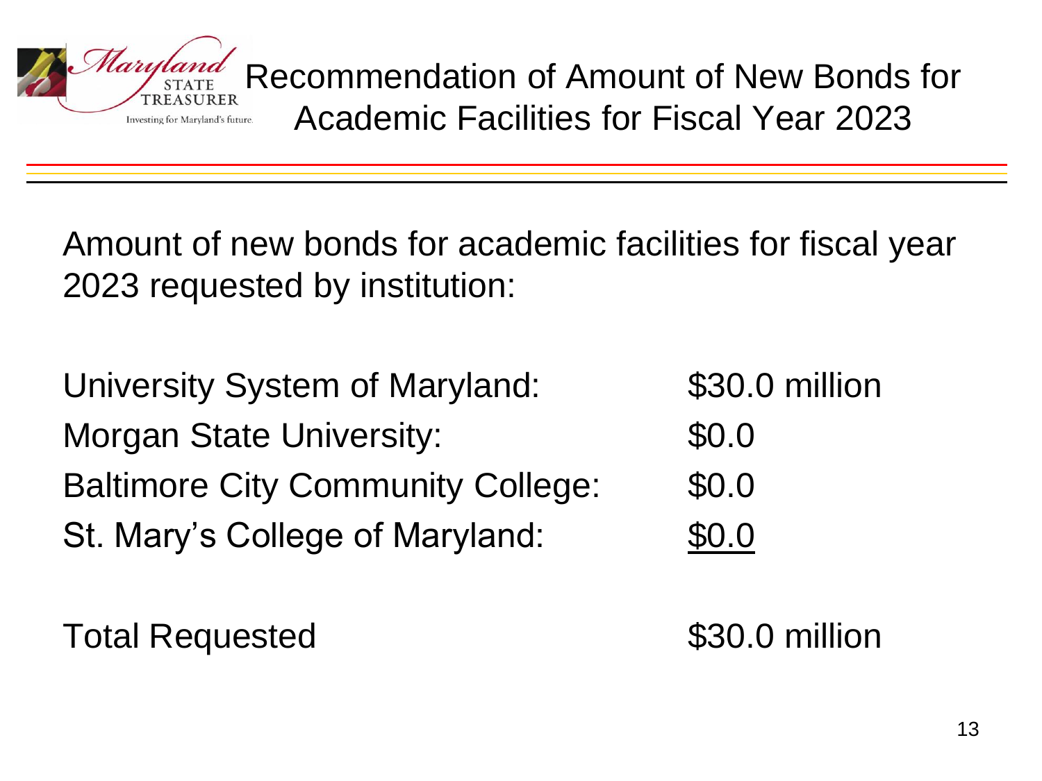# Recommendation of Amount of New Bonds for Academic Facilities for Fiscal Year 2023

Amount of new bonds for academic facilities for fiscal year 2023 requested by institution:

| | |
|---|---|
| University System of Maryland: | $30.0 million |
| Morgan State University: | $0.0 |
| Baltimore City Community College: | $0.0 |
| St. Mary's College of Maryland: | $0.0 |
| Total Requested | $30.0 million |